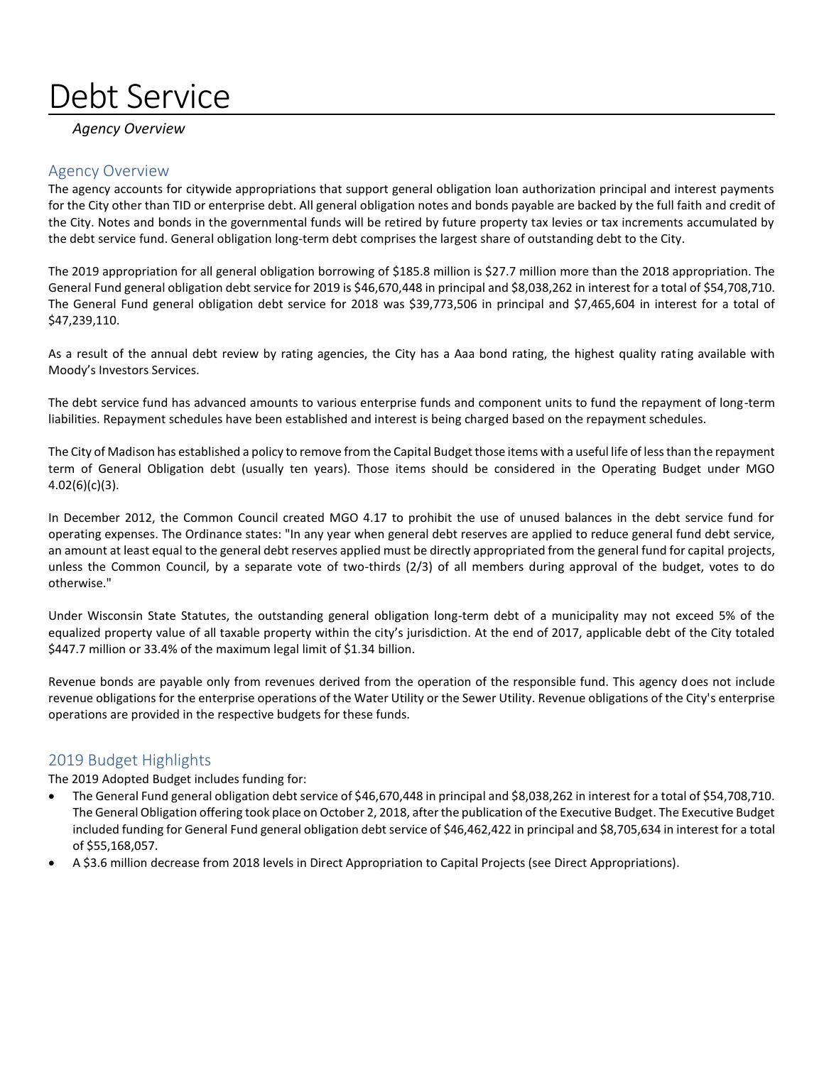# Debt Service

*Agency Overview*

## Agency Overview

The agency accounts for citywide appropriations that support general obligation loan authorization principal and interest payments for the City other than TID or enterprise debt. All general obligation notes and bonds payable are backed by the full faith and credit of the City. Notes and bonds in the governmental funds will be retired by future property tax levies or tax increments accumulated by the debt service fund. General obligation long-term debt comprises the largest share of outstanding debt to the City.

The 2019 appropriation for all general obligation borrowing of $185.8 million is $27.7 million more than the 2018 appropriation. The General Fund general obligation debt service for 2019 is $46,670,448 in principal and $8,038,262 in interest for a total of $54,708,710. The General Fund general obligation debt service for 2018 was $39,773,506 in principal and $7,465,604 in interest for a total of $47,239,110.

As a result of the annual debt review by rating agencies, the City has a Aaa bond rating, the highest quality rating available with Moody's Investors Services.

The debt service fund has advanced amounts to various enterprise funds and component units to fund the repayment of long-term liabilities. Repayment schedules have been established and interest is being charged based on the repayment schedules.

The City of Madison has established a policy to remove from the Capital Budget those items with a useful life of less than the repayment term of General Obligation debt (usually ten years). Those items should be considered in the Operating Budget under MGO 4.02(6)(c)(3).

In December 2012, the Common Council created MGO 4.17 to prohibit the use of unused balances in the debt service fund for operating expenses. The Ordinance states: "In any year when general debt reserves are applied to reduce general fund debt service, an amount at least equal to the general debt reserves applied must be directly appropriated from the general fund for capital projects, unless the Common Council, by a separate vote of two-thirds (2/3) of all members during approval of the budget, votes to do otherwise."

Under Wisconsin State Statutes, the outstanding general obligation long-term debt of a municipality may not exceed 5% of the equalized property value of all taxable property within the city's jurisdiction. At the end of 2017, applicable debt of the City totaled $447.7 million or 33.4% of the maximum legal limit of $1.34 billion.

Revenue bonds are payable only from revenues derived from the operation of the responsible fund. This agency does not include revenue obligations for the enterprise operations of the Water Utility or the Sewer Utility. Revenue obligations of the City's enterprise operations are provided in the respective budgets for these funds.

## 2019 Budget Highlights

The 2019 Adopted Budget includes funding for:

- The General Fund general obligation debt service of $46,670,448 in principal and $8,038,262 in interest for a total of $54,708,710. The General Obligation offering took place on October 2, 2018, after the publication of the Executive Budget. The Executive Budget included funding for General Fund general obligation debt service of $46,462,422 in principal and $8,705,634 in interest for a total of $55,168,057.
- A $3.6 million decrease from 2018 levels in Direct Appropriation to Capital Projects (see Direct Appropriations).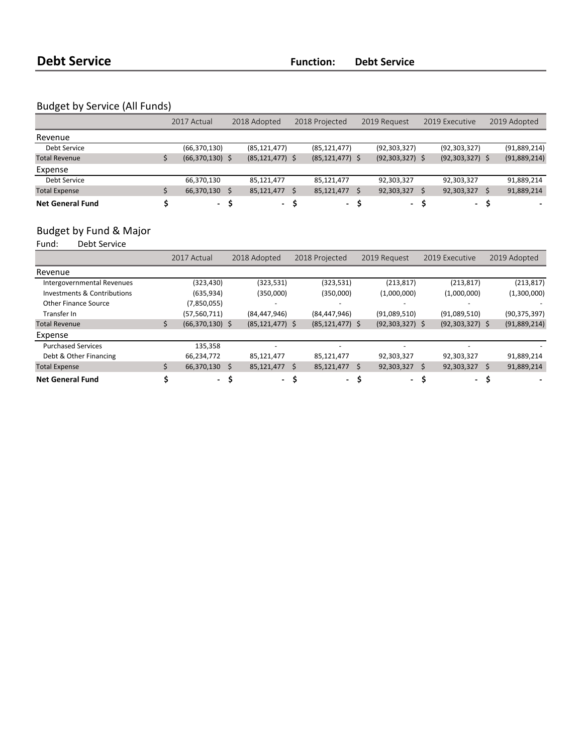# Debt Service

**Function:** **Debt Service**

## Budget by Service (All Funds)

| | 2017 Actual | 2018 Adopted | 2018 Projected | 2019 Request | 2019 Executive | 2019 Adopted |
|---|---|---|---|---|---|---|
| **Revenue** | | | | | | |
| Debt Service | (66,370,130) | (85,121,477) | (85,121,477) | (92,303,327) | (92,303,327) | (91,889,214) |
| Total Revenue | $ (66,370,130) | $ (85,121,477) | $ (85,121,477) | $ (92,303,327) | $ (92,303,327) | $ (91,889,214) |
| **Expense** | | | | | | |
| Debt Service | 66,370,130 | 85,121,477 | 85,121,477 | 92,303,327 | 92,303,327 | 91,889,214 |
| Total Expense | $ 66,370,130 | $ 85,121,477 | $ 85,121,477 | $ 92,303,327 | $ 92,303,327 | $ 91,889,214 |
| **Net General Fund** | **$ -** | **$ -** | **$ -** | **$ -** | **$ -** | **$ -** |

## Budget by Fund & Major

Fund: Debt Service

| | 2017 Actual | 2018 Adopted | 2018 Projected | 2019 Request | 2019 Executive | 2019 Adopted |
|---|---|---|---|---|---|---|
| **Revenue** | | | | | | |
| Intergovernmental Revenues | (323,430) | (323,531) | (323,531) | (213,817) | (213,817) | (213,817) |
| Investments & Contributions | (635,934) | (350,000) | (350,000) | (1,000,000) | (1,000,000) | (1,300,000) |
| Other Finance Source | (7,850,055) | - | - | - | - | - |
| Transfer In | (57,560,711) | (84,447,946) | (84,447,946) | (91,089,510) | (91,089,510) | (90,375,397) |
| Total Revenue | $ (66,370,130) | $ (85,121,477) | $ (85,121,477) | $ (92,303,327) | $ (92,303,327) | $ (91,889,214) |
| **Expense** | | | | | | |
| Purchased Services | 135,358 | - | - | - | - | - |
| Debt & Other Financing | 66,234,772 | 85,121,477 | 85,121,477 | 92,303,327 | 92,303,327 | 91,889,214 |
| Total Expense | $ 66,370,130 | $ 85,121,477 | $ 85,121,477 | $ 92,303,327 | $ 92,303,327 | $ 91,889,214 |
| **Net General Fund** | **$ -** | **$ -** | **$ -** | **$ -** | **$ -** | **$ -** |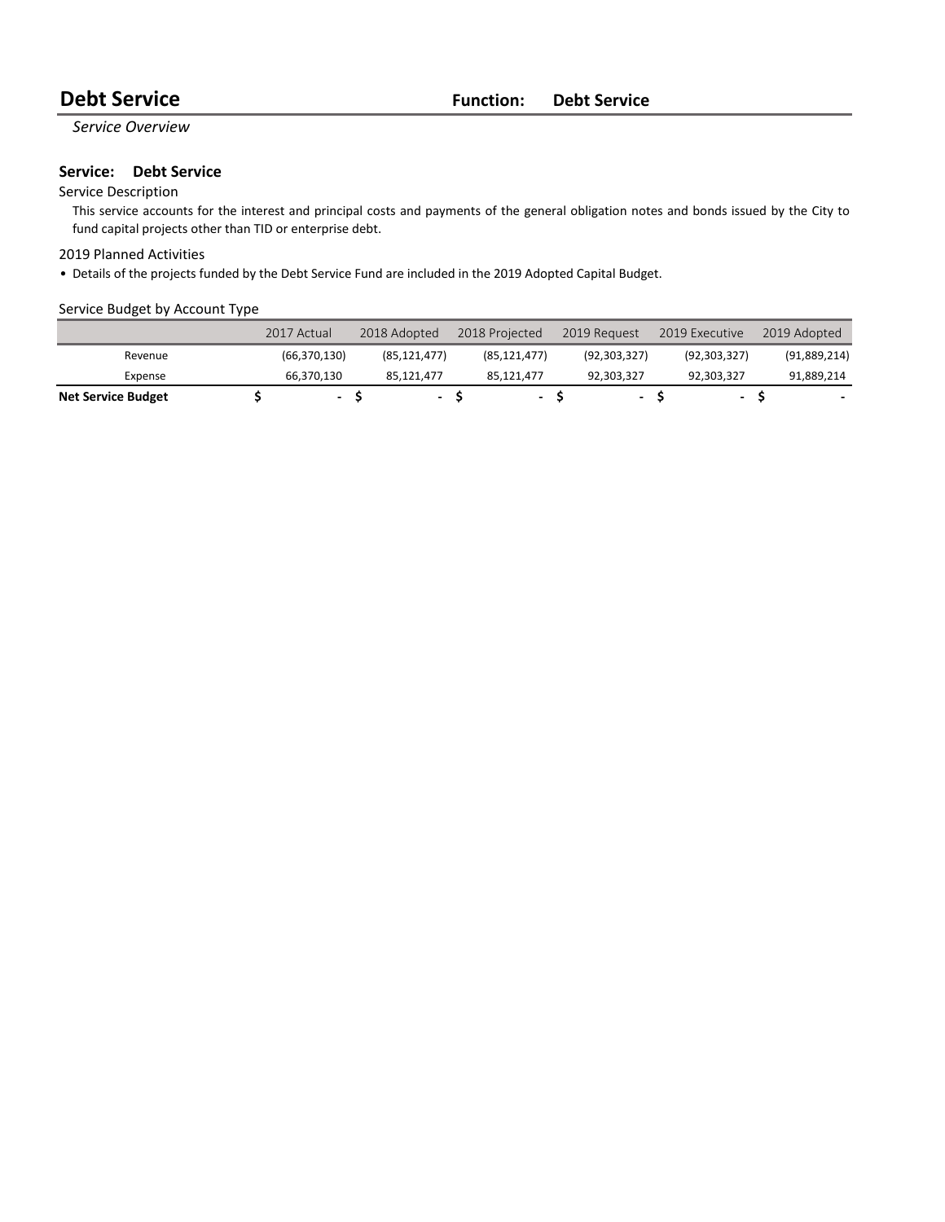# Debt Service

**Function: Debt Service**

*Service Overview*

## Service: Debt Service

Service Description

This service accounts for the interest and principal costs and payments of the general obligation notes and bonds issued by the City to fund capital projects other than TID or enterprise debt.

2019 Planned Activities

- Details of the projects funded by the Debt Service Fund are included in the 2019 Adopted Capital Budget.

Service Budget by Account Type

| | 2017 Actual | 2018 Adopted | 2018 Projected | 2019 Request | 2019 Executive | 2019 Adopted |
|---|---|---|---|---|---|---|
| Revenue | (66,370,130) | (85,121,477) | (85,121,477) | (92,303,327) | (92,303,327) | (91,889,214) |
| Expense | 66,370,130 | 85,121,477 | 85,121,477 | 92,303,327 | 92,303,327 | 91,889,214 |
| **Net Service Budget** | **$ -** | **$ -** | **$ -** | **$ -** | **$ -** | **$ -** |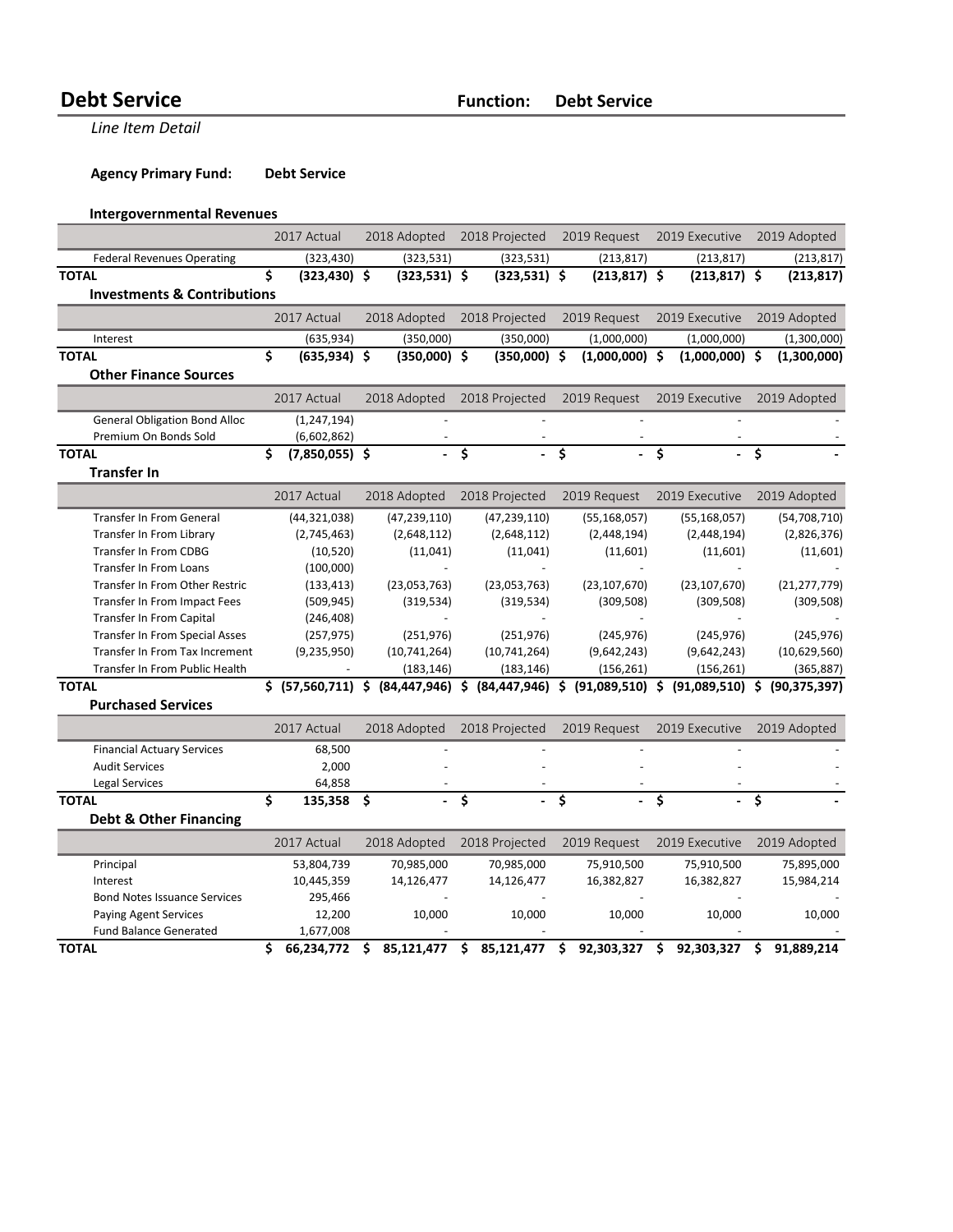# Debt Service

**Function: Debt Service**

*Line Item Detail*

**Agency Primary Fund: Debt Service**

### Intergovernmental Revenues

| | 2017 Actual | 2018 Adopted | 2018 Projected | 2019 Request | 2019 Executive | 2019 Adopted |
|---|---|---|---|---|---|---|
| Federal Revenues Operating | (323,430) | (323,531) | (323,531) | (213,817) | (213,817) | (213,817) |
| **TOTAL** | **$ (323,430)** | **$ (323,531)** | **$ (323,531)** | **$ (213,817)** | **$ (213,817)** | **$ (213,817)** |

### Investments & Contributions

| | 2017 Actual | 2018 Adopted | 2018 Projected | 2019 Request | 2019 Executive | 2019 Adopted |
|---|---|---|---|---|---|---|
| Interest | (635,934) | (350,000) | (350,000) | (1,000,000) | (1,000,000) | (1,300,000) |
| **TOTAL** | **$ (635,934)** | **$ (350,000)** | **$ (350,000)** | **$ (1,000,000)** | **$ (1,000,000)** | **$ (1,300,000)** |

### Other Finance Sources

| | 2017 Actual | 2018 Adopted | 2018 Projected | 2019 Request | 2019 Executive | 2019 Adopted |
|---|---|---|---|---|---|---|
| General Obligation Bond Alloc | (1,247,194) | - | - | - | - | - |
| Premium On Bonds Sold | (6,602,862) | - | - | - | - | - |
| **TOTAL** | **$ (7,850,055)** | **$ -** | **$ -** | **$ -** | **$ -** | **$ -** |

### Transfer In

| | 2017 Actual | 2018 Adopted | 2018 Projected | 2019 Request | 2019 Executive | 2019 Adopted |
|---|---|---|---|---|---|---|
| Transfer In From General | (44,321,038) | (47,239,110) | (47,239,110) | (55,168,057) | (55,168,057) | (54,708,710) |
| Transfer In From Library | (2,745,463) | (2,648,112) | (2,648,112) | (2,448,194) | (2,448,194) | (2,826,376) |
| Transfer In From CDBG | (10,520) | (11,041) | (11,041) | (11,601) | (11,601) | (11,601) |
| Transfer In From Loans | (100,000) | - | - | - | - | - |
| Transfer In From Other Restric | (133,413) | (23,053,763) | (23,053,763) | (23,107,670) | (23,107,670) | (21,277,779) |
| Transfer In From Impact Fees | (509,945) | (319,534) | (319,534) | (309,508) | (309,508) | (309,508) |
| Transfer In From Capital | (246,408) | - | - | - | - | - |
| Transfer In From Special Asses | (257,975) | (251,976) | (251,976) | (245,976) | (245,976) | (245,976) |
| Transfer In From Tax Increment | (9,235,950) | (10,741,264) | (10,741,264) | (9,642,243) | (9,642,243) | (10,629,560) |
| Transfer In From Public Health | - | (183,146) | (183,146) | (156,261) | (156,261) | (365,887) |
| **TOTAL** | **$ (57,560,711)** | **$ (84,447,946)** | **$ (84,447,946)** | **$ (91,089,510)** | **$ (91,089,510)** | **$ (90,375,397)** |

### Purchased Services

| | 2017 Actual | 2018 Adopted | 2018 Projected | 2019 Request | 2019 Executive | 2019 Adopted |
|---|---|---|---|---|---|---|
| Financial Actuary Services | 68,500 | - | - | - | - | - |
| Audit Services | 2,000 | - | - | - | - | - |
| Legal Services | 64,858 | - | - | - | - | - |
| **TOTAL** | **$ 135,358** | **$ -** | **$ -** | **$ -** | **$ -** | **$ -** |

### Debt & Other Financing

| | 2017 Actual | 2018 Adopted | 2018 Projected | 2019 Request | 2019 Executive | 2019 Adopted |
|---|---|---|---|---|---|---|
| Principal | 53,804,739 | 70,985,000 | 70,985,000 | 75,910,500 | 75,910,500 | 75,895,000 |
| Interest | 10,445,359 | 14,126,477 | 14,126,477 | 16,382,827 | 16,382,827 | 15,984,214 |
| Bond Notes Issuance Services | 295,466 | - | - | - | - | - |
| Paying Agent Services | 12,200 | 10,000 | 10,000 | 10,000 | 10,000 | 10,000 |
| Fund Balance Generated | 1,677,008 | - | - | - | - | - |
| **TOTAL** | **$ 66,234,772** | **$ 85,121,477** | **$ 85,121,477** | **$ 92,303,327** | **$ 92,303,327** | **$ 91,889,214** |